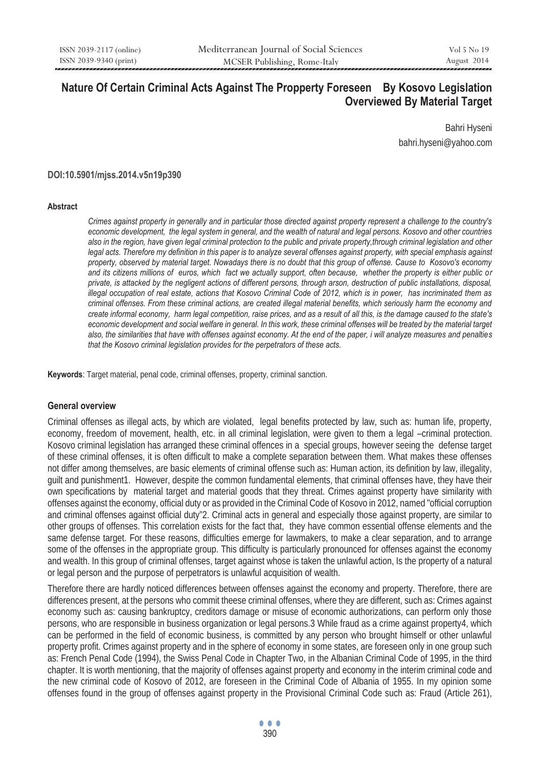# Nature Of Certain Criminal Acts Against The Propperty Foreseen By Kosovo Legislation Overviewed By Material Target

Bahri Hyseni
bahri.hyseni@yahoo.com

**DOI:10.5901/mjss.2014.v5n19p390**

### Abstract

*Crimes against property in generally and in particular those directed against property represent a challenge to the country's economic development, the legal system in general, and the wealth of natural and legal persons. Kosovo and other countries also in the region, have given legal criminal protection to the public and private property,through criminal legislation and other legal acts. Therefore my definition in this paper is to analyze several offenses against property, with special emphasis against property, observed by material target. Nowadays there is no doubt that this group of offense. Cause to Kosovo's economy and its citizens millions of euros, which fact we actually support, often because, whether the property is either public or private, is attacked by the negligent actions of different persons, through arson, destruction of public installations, disposal, illegal occupation of real estate, actions that Kosovo Criminal Code of 2012, which is in power, has incriminated them as criminal offenses. From these criminal actions, are created illegal material benefits, which seriously harm the economy and create informal economy, harm legal competition, raise prices, and as a result of all this, is the damage caused to the state's economic development and social welfare in general. In this work, these criminal offenses will be treated by the material target also, the similarities that have with offenses against economy. At the end of the paper, i will analyze measures and penalties that the Kosovo criminal legislation provides for the perpetrators of these acts.*

**Keywords**: Target material, penal code, criminal offenses, property, criminal sanction.

## General overview

Criminal offenses as illegal acts, by which are violated, legal benefits protected by law, such as: human life, property, economy, freedom of movement, health, etc. in all criminal legislation, were given to them a legal –criminal protection. Kosovo criminal legislation has arranged these criminal offences in a special groups, however seeing the defense target of these criminal offenses, it is often difficult to make a complete separation between them. What makes these offenses not differ among themselves, are basic elements of criminal offense such as: Human action, its definition by law, illegality, guilt and punishment[1]. However, despite the common fundamental elements, that criminal offenses have, they have their own specifications by material target and material goods that they threat. Crimes against property have similarity with offenses against the economy, official duty or as provided in the Criminal Code of Kosovo in 2012, named "official corruption and criminal offenses against official duty"[2]. Criminal acts in general and especially those against property, are similar to other groups of offenses. This correlation exists for the fact that, they have common essential offense elements and the same defense target. For these reasons, difficulties emerge for lawmakers, to make a clear separation, and to arrange some of the offenses in the appropriate group. This difficulty is particularly pronounced for offenses against the economy and wealth. In this group of criminal offenses, target against whose is taken the unlawful action, Is the property of a natural or legal person and the purpose of perpetrators is unlawful acquisition of wealth.

Therefore there are hardly noticed differences between offenses against the economy and property. Therefore, there are differences present, at the persons who commit theese criminal offenses, where they are different, such as: Crimes against economy such as: causing bankruptcy, creditors damage or misuse of economic authorizations, can perform only those persons, who are responsible in business organization or legal persons.[3] While fraud as a crime against property[4], which can be performed in the field of economic business, is committed by any person who brought himself or other unlawful property profit. Crimes against property and in the sphere of economy in some states, are foreseen only in one group such as: French Penal Code (1994), the Swiss Penal Code in Chapter Two, in the Albanian Criminal Code of 1995, in the third chapter. It is worth mentioning, that the majority of offenses against property and economy in the interim criminal code and the new criminal code of Kosovo of 2012, are foreseen in the Criminal Code of Albania of 1955. In my opinion some offenses found in the group of offenses against property in the Provisional Criminal Code such as: Fraud (Article 261),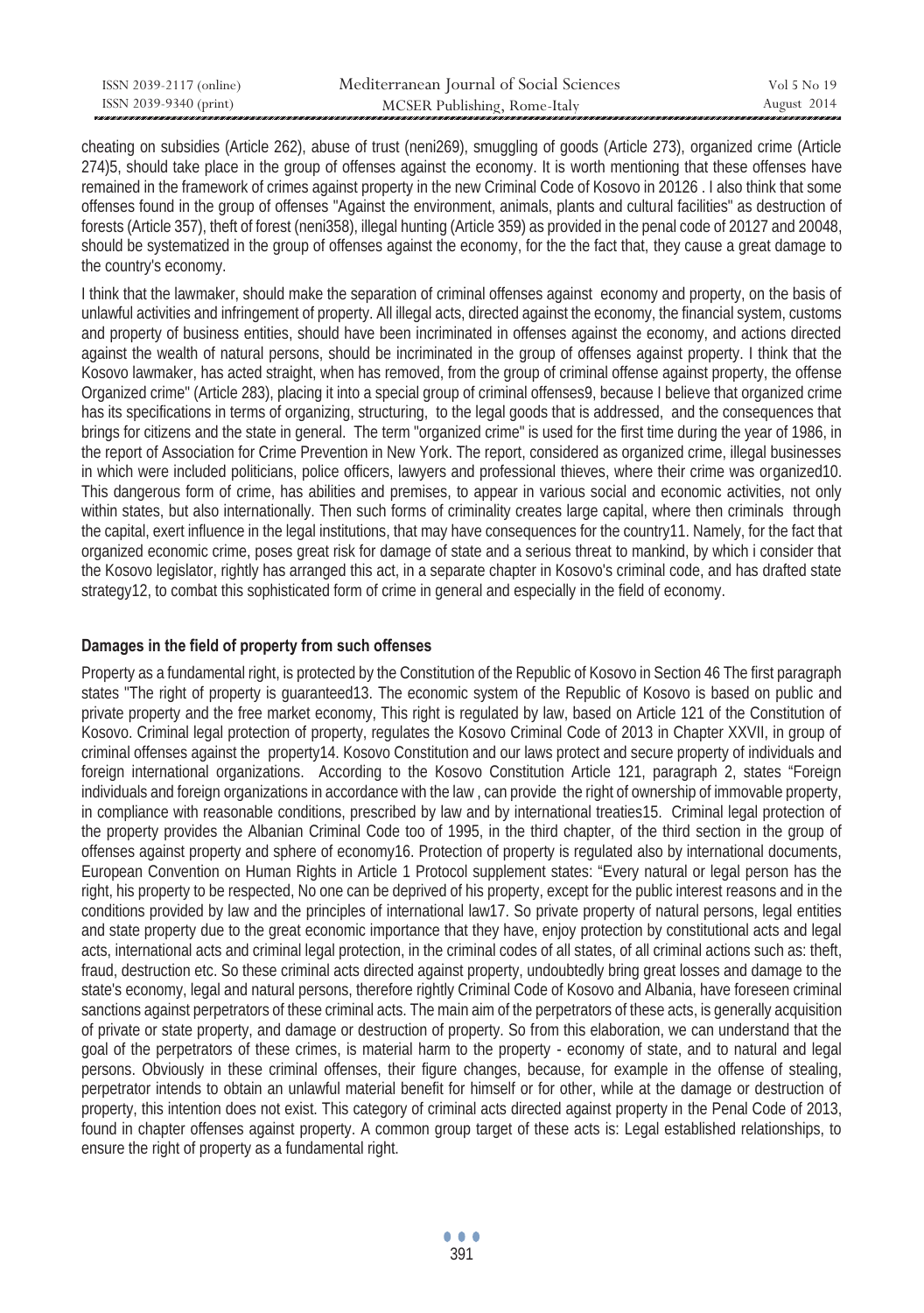cheating on subsidies (Article 262), abuse of trust (neni269), smuggling of goods (Article 273), organized crime (Article 274)5, should take place in the group of offenses against the economy. It is worth mentioning that these offenses have remained in the framework of crimes against property in the new Criminal Code of Kosovo in 20126 . I also think that some offenses found in the group of offenses "Against the environment, animals, plants and cultural facilities" as destruction of forests (Article 357), theft of forest (neni358), illegal hunting (Article 359) as provided in the penal code of 20127 and 20048, should be systematized in the group of offenses against the economy, for the the fact that, they cause a great damage to the country's economy.

I think that the lawmaker, should make the separation of criminal offenses against economy and property, on the basis of unlawful activities and infringement of property. All illegal acts, directed against the economy, the financial system, customs and property of business entities, should have been incriminated in offenses against the economy, and actions directed against the wealth of natural persons, should be incriminated in the group of criminal offense against property. I think that the Kosovo lawmaker, has acted straight, when has removed, from the group of criminal offense against property, the offense Organized crime" (Article 283), placing it into a special group of criminal offenses9, because I believe that organized crime has its specifications in terms of organizing, structuring, to the legal goods that is addressed, and the consequences that brings for citizens and the state in general. The term "organized crime" is used for the first time during the year of 1986, in the report of Association for Crime Prevention in New York. The report, considered as organized crime, illegal businesses in which were included politicians, police officers, lawyers and professional thieves, where their crime was organized10. This dangerous form of crime, has abilities and premises, to appear in various social and economic activities, not only within states, but also internationally. Then such forms of criminality creates large capital, where then criminals through the capital, exert influence in the legal institutions, that may have consequences for the country11. Namely, for the fact that organized economic crime, poses great risk for damage of state and a serious threat to mankind, by which i consider that the Kosovo legislator, rightly has arranged this act, in a separate chapter in Kosovo's criminal code, and has drafted state strategy12, to combat this sophisticated form of crime in general and especially in the field of economy.

**Damages in the field of property from such offenses**

Property as a fundamental right, is protected by the Constitution of the Republic of Kosovo in Section 46 The first paragraph states "The right of property is guaranteed13. The economic system of the Republic of Kosovo is based on public and private property and the free market economy, This right is regulated by law, based on Article 121 of the Constitution of Kosovo. Criminal legal protection of property, regulates the Kosovo Criminal Code of 2013 in Chapter XXVII, in group of criminal offenses against the property14. Kosovo Constitution and our laws protect and secure property of individuals and foreign international organizations. According to the Kosovo Constitution Article 121, paragraph 2, states "Foreign individuals and foreign organizations in accordance with the law , can provide the right of ownership of immovable property, in compliance with reasonable conditions, prescribed by law and by international treaties15. Criminal legal protection of the property provides the Albanian Criminal Code too of 1995, in the third chapter, of the third section in the group of offenses against property and sphere of economy16. Protection of property is regulated also by international documents, European Convention on Human Rights in Article 1 Protocol supplement states: "Every natural or legal person has the right, his property to be respected, No one can be deprived of his property, except for the public interest reasons and in the conditions provided by law and the principles of international law17. So private property of natural persons, legal entities and state property due to the great economic importance that they have, enjoy protection by constitutional acts and legal acts, international acts and criminal legal protection, in the criminal codes of all states, of all criminal actions such as: theft, fraud, destruction etc. So these criminal acts directed against property, undoubtedly bring great losses and damage to the state's economy, legal and natural persons, therefore rightly Criminal Code of Kosovo and Albania, have foreseen criminal sanctions against perpetrators of these criminal acts. The main aim of the perpetrators of these acts, is generally acquisition of private or state property, and damage or destruction of property. So from this elaboration, we can understand that the goal of the perpetrators of these crimes, is material harm to the property - economy of state, and to natural and legal persons. Obviously in these criminal offenses, their figure changes, because, for example in the offense of stealing, perpetrator intends to obtain an unlawful material benefit for himself or for other, while at the damage or destruction of property, this intention does not exist. This category of criminal acts directed against property in the Penal Code of 2013, found in chapter offenses against property. A common group target of these acts is: Legal established relationships, to ensure the right of property as a fundamental right.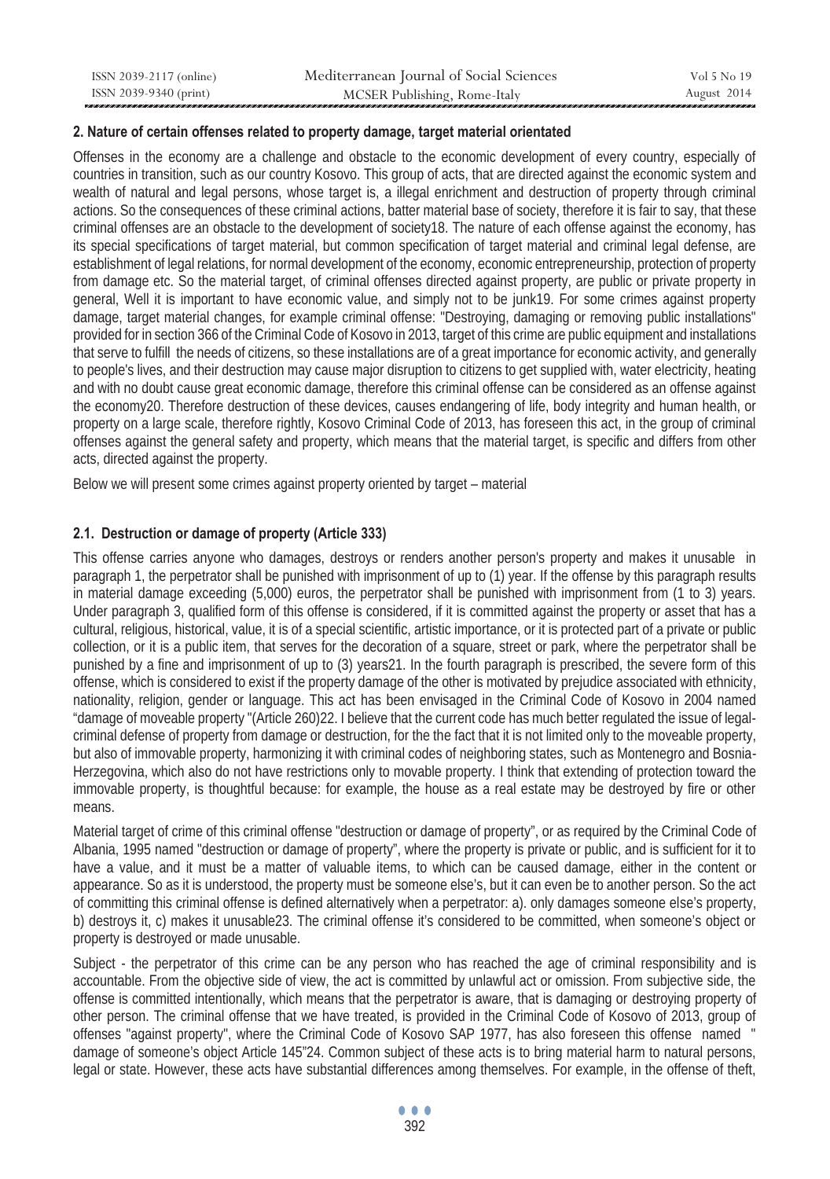### 2. Nature of certain offenses related to property damage, target material orientated

Offenses in the economy are a challenge and obstacle to the economic development of every country, especially of countries in transition, such as our country Kosovo. This group of acts, that are directed against the economic system and wealth of natural and legal persons, whose target is, a illegal enrichment and destruction of property through criminal actions. So the consequences of these criminal actions, batter material base of society, therefore it is fair to say, that these criminal offenses are an obstacle to the development of society[18]. The nature of each offense against the economy, has its special specifications of target material, but common specification of target material and criminal legal defense, are establishment of legal relations, for normal development of the economy, economic entrepreneurship, protection of property from damage etc. So the material target, of criminal offenses directed against property, are public or private property in general, Well it is important to have economic value, and simply not to be junk[19]. For some crimes against property damage, target material changes, for example criminal offense: "Destroying, damaging or removing public installations" provided for in section 366 of the Criminal Code of Kosovo in 2013, target of this crime are public equipment and installations that serve to fulfill the needs of citizens, so these installations are of a great importance for economic activity, and generally to people's lives, and their destruction may cause major disruption to citizens to get supplied with, water electricity, heating and with no doubt cause great economic damage, therefore this criminal offense can be considered as an offense against the economy[20]. Therefore destruction of these devices, causes endangering of life, body integrity and human health, or property on a large scale, therefore rightly, Kosovo Criminal Code of 2013, has foreseen this act, in the group of criminal offenses against the general safety and property, which means that the material target, is specific and differs from other acts, directed against the property.

Below we will present some crimes against property oriented by target – material

#### 2.1. Destruction or damage of property (Article 333)

This offense carries anyone who damages, destroys or renders another person's property and makes it unusable in paragraph 1, the perpetrator shall be punished with imprisonment of up to (1) year. If the offense by this paragraph results in material damage exceeding (5,000) euros, the perpetrator shall be punished with imprisonment from (1 to 3) years. Under paragraph 3, qualified form of this offense is considered, if it is committed against the property or asset that has a cultural, religious, historical, value, it is of a special scientific, artistic importance, or it is protected part of a private or public collection, or it is a public item, that serves for the decoration of a square, street or park, where the perpetrator shall be punished by a fine and imprisonment of up to (3) years[21]. In the fourth paragraph is prescribed, the severe form of this offense, which is considered to exist if the property damage of the other is motivated by prejudice associated with ethnicity, nationality, religion, gender or language. This act has been envisaged in the Criminal Code of Kosovo in 2004 named "damage of moveable property "(Article 260)[22]. I believe that the current code has much better regulated the issue of legal-criminal defense of property from damage or destruction, for the the fact that it is not limited only to the moveable property, but also of immovable property, harmonizing it with criminal codes of neighboring states, such as Montenegro and Bosnia-Herzegovina, which also do not have restrictions only to movable property. I think that extending of protection toward the immovable property, is thoughtful because: for example, the house as a real estate may be destroyed by fire or other means.

Material target of crime of this criminal offense "destruction or damage of property", or as required by the Criminal Code of Albania, 1995 named "destruction or damage of property", where the property is private or public, and is sufficient for it to have a value, and it must be a matter of valuable items, to which can be caused damage, either in the content or appearance. So as it is understood, the property must be someone else's, but it can even be to another person. So the act of committing this criminal offense is defined alternatively when a perpetrator: a). only damages someone else's property, b) destroys it, c) makes it unusable[23]. The criminal offense it's considered to be committed, when someone's object or property is destroyed or made unusable.

Subject - the perpetrator of this crime can be any person who has reached the age of criminal responsibility and is accountable. From the objective side of view, the act is committed by unlawful act or omission. From subjective side, the offense is committed intentionally, which means that the perpetrator is aware, that is damaging or destroying property of other person. The criminal offense that we have treated, is provided in the Criminal Code of Kosovo of 2013, group of offenses "against property", where the Criminal Code of Kosovo SAP 1977, has also foreseen this offense named " damage of someone's object Article 145"[24]. Common subject of these acts is to bring material harm to natural persons, legal or state. However, these acts have substantial differences among themselves. For example, in the offense of theft,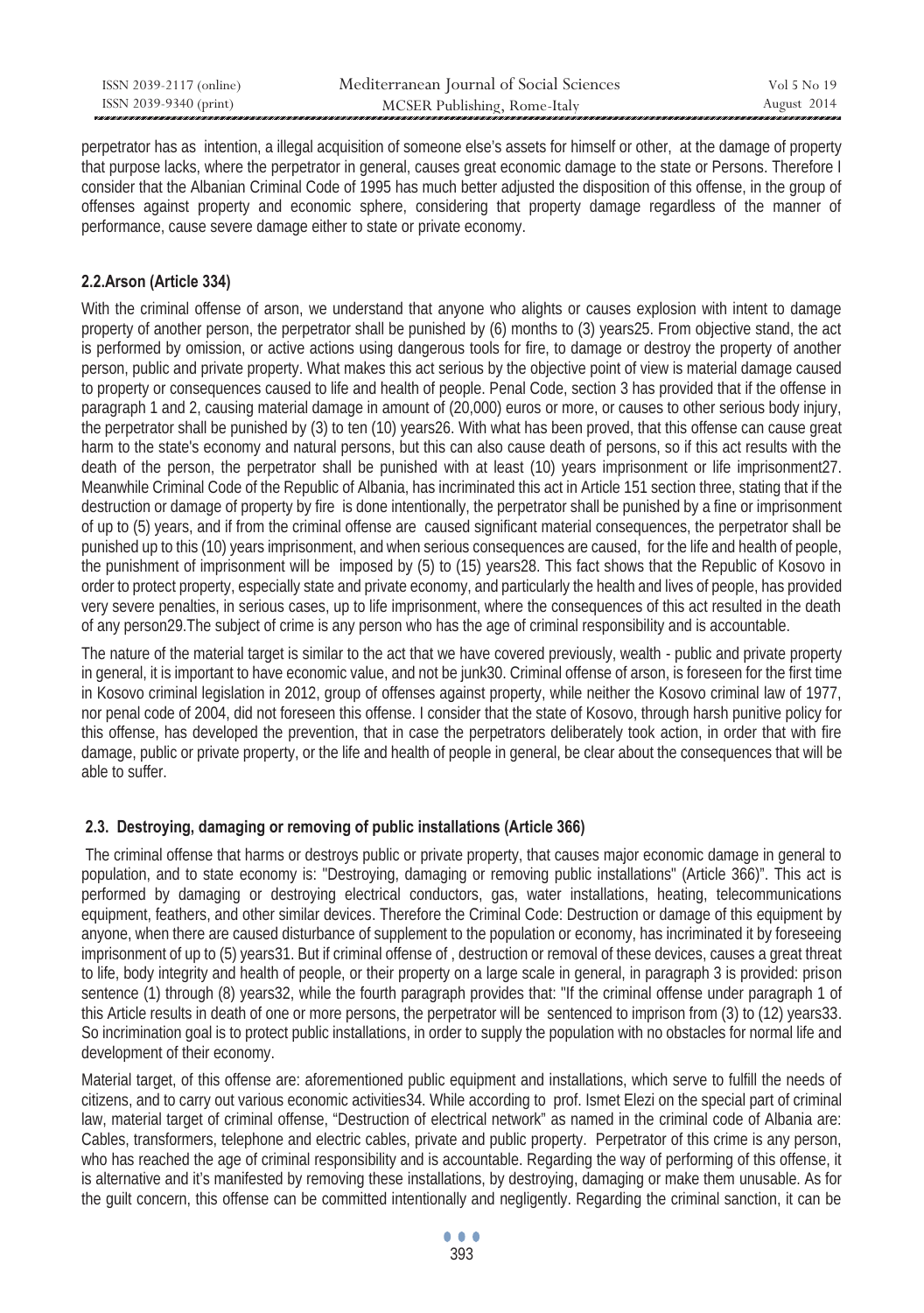perpetrator has as intention, a illegal acquisition of someone else's assets for himself or other, at the damage of property that purpose lacks, where the perpetrator in general, causes great economic damage to the state or Persons. Therefore I consider that the Albanian Criminal Code of 1995 has much better adjusted the disposition of this offense, in the group of offenses against property and economic sphere, considering that property damage regardless of the manner of performance, cause severe damage either to state or private economy.

### 2.2. Arson (Article 334)

With the criminal offense of arson, we understand that anyone who alights or causes explosion with intent to damage property of another person, the perpetrator shall be punished by (6) months to (3) years25. From objective stand, the act is performed by omission, or active actions using dangerous tools for fire, to damage or destroy the property of another person, public and private property. What makes this act serious by the objective point of view is material damage caused to property or consequences caused to life and health of people. Penal Code, section 3 has provided that if the offense in paragraph 1 and 2, causing material damage in amount of (20,000) euros or more, or causes to other serious body injury, the perpetrator shall be punished by (3) to ten (10) years26. With what has been proved, that this offense can cause great harm to the state's economy and natural persons, but this can also cause death of persons, so if this act results with the death of the person, the perpetrator shall be punished with at least (10) years imprisonment or life imprisonment27. Meanwhile Criminal Code of the Republic of Albania, has incriminated this act in Article 151 section three, stating that if the destruction or damage of property by fire is done intentionally, the perpetrator shall be punished by a fine or imprisonment of up to (5) years, and if from the criminal offense are caused significant material consequences, the perpetrator shall be punished up to this (10) years imprisonment, and when serious consequences are caused, for the life and health of people, the punishment of imprisonment will be imposed by (5) to (15) years28. This fact shows that the Republic of Kosovo in order to protect property, especially state and private economy, and particularly the health and lives of people, has provided very severe penalties, in serious cases, up to life imprisonment, where the consequences of this act resulted in the death of any person29.The subject of crime is any person who has the age of criminal responsibility and is accountable.

The nature of the material target is similar to the act that we have covered previously, wealth - public and private property in general, it is important to have economic value, and not be junk30. Criminal offense of arson, is foreseen for the first time in Kosovo criminal legislation in 2012, group of offenses against property, while neither the Kosovo criminal law of 1977, nor penal code of 2004, did not foreseen this offense. I consider that the state of Kosovo, through harsh punitive policy for this offense, has developed the prevention, that in case the perpetrators deliberately took action, in order that with fire damage, public or private property, or the life and health of people in general, be clear about the consequences that will be able to suffer.

### 2.3. Destroying, damaging or removing of public installations (Article 366)

The criminal offense that harms or destroys public or private property, that causes major economic damage in general to population, and to state economy is: "Destroying, damaging or removing public installations" (Article 366)". This act is performed by damaging or destroying electrical conductors, gas, water installations, heating, telecommunications equipment, feathers, and other similar devices. Therefore the Criminal Code: Destruction or damage of this equipment by anyone, when there are caused disturbance of supplement to the population or economy, has incriminated it by foreseeing imprisonment of up to (5) years31. But if criminal offense of , destruction or removal of these devices, causes a great threat to life, body integrity and health of people, or their property on a large scale in general, in paragraph 3 is provided: prison sentence (1) through (8) years32, while the fourth paragraph provides that: "If the criminal offense under paragraph 1 of this Article results in death of one or more persons, the perpetrator will be sentenced to imprison from (3) to (12) years33. So incrimination goal is to protect public installations, in order to supply the population with no obstacles for normal life and development of their economy.

Material target, of this offense are: aforementioned public equipment and installations, which serve to fulfill the needs of citizens, and to carry out various economic activities34. While according to prof. Ismet Elezi on the special part of criminal law, material target of criminal offense, "Destruction of electrical network" as named in the criminal code of Albania are: Cables, transformers, telephone and electric cables, private and public property. Perpetrator of this crime is any person, who has reached the age of criminal responsibility and is accountable. Regarding the way of performing of this offense, it is alternative and it's manifested by removing these installations, by destroying, damaging or make them unusable. As for the guilt concern, this offense can be committed intentionally and negligently. Regarding the criminal sanction, it can be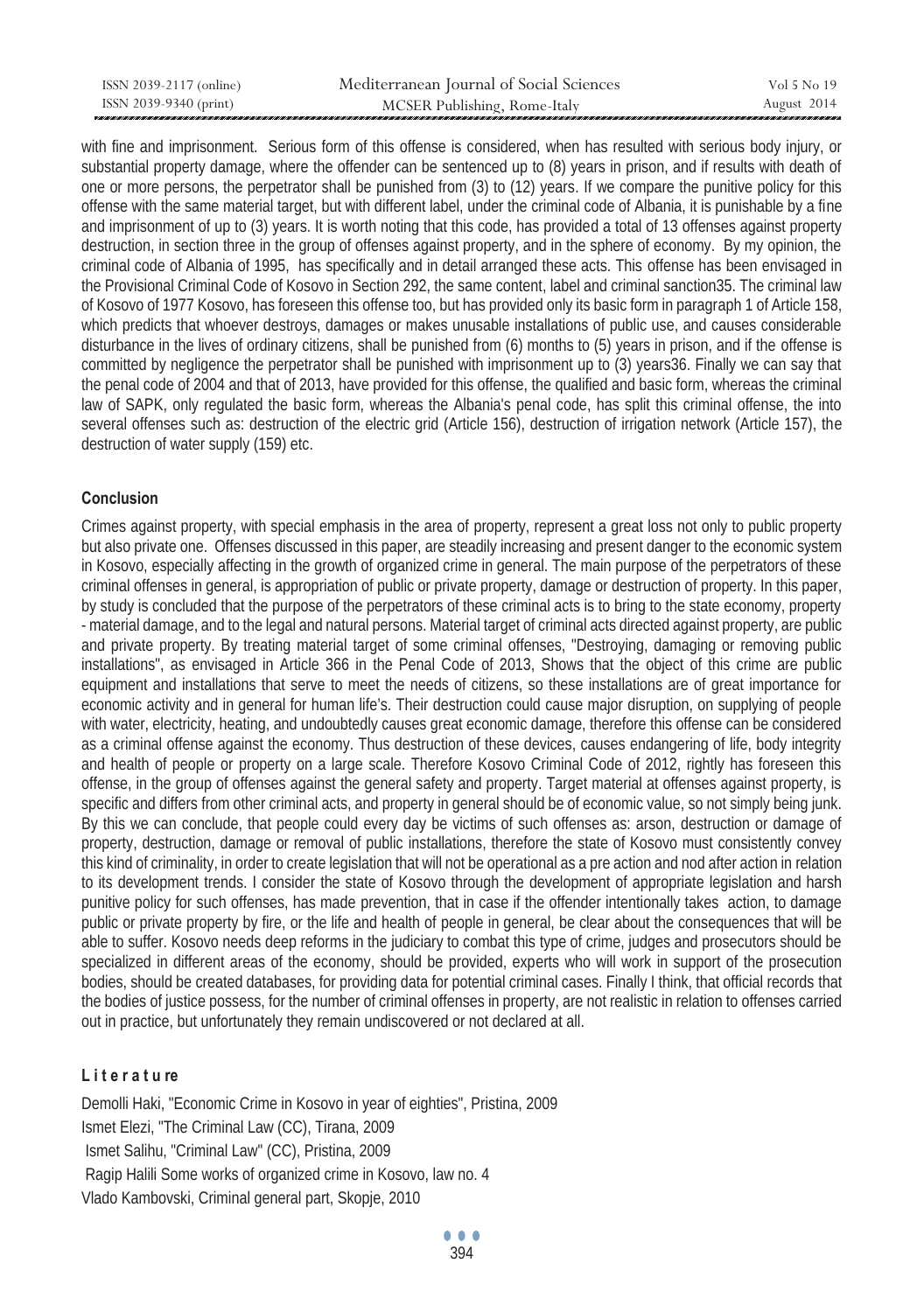with fine and imprisonment. Serious form of this offense is considered, when has resulted with serious body injury, or substantial property damage, where the offender can be sentenced up to (8) years in prison, and if results with death of one or more persons, the perpetrator shall be punished from (3) to (12) years. If we compare the punitive policy for this offense with the same material target, but with different label, under the criminal code of Albania, it is punishable by a fine and imprisonment of up to (3) years. It is worth noting that this code, has provided a total of 13 offenses against property destruction, in section three in the group of offenses against property, and in the sphere of economy. By my opinion, the criminal code of Albania of 1995, has specifically and in detail arranged these acts. This offense has been envisaged in the Provisional Criminal Code of Kosovo in Section 292, the same content, label and criminal sanction[35]. The criminal law of Kosovo of 1977 Kosovo, has foreseen this offense too, but has provided only its basic form in paragraph 1 of Article 158, which predicts that whoever destroys, damages or makes unusable installations of public use, and causes considerable disturbance in the lives of ordinary citizens, shall be punished from (6) months to (5) years in prison, and if the offense is committed by negligence the perpetrator shall be punished with imprisonment up to (3) years[36]. Finally we can say that the penal code of 2004 and that of 2013, have provided for this offense, the qualified and basic form, whereas the criminal law of SAPK, only regulated the basic form, whereas the Albania's penal code, has split this criminal offense, the into several offenses such as: destruction of the electric grid (Article 156), destruction of irrigation network (Article 157), the destruction of water supply (159) etc.

## Conclusion

Crimes against property, with special emphasis in the area of property, represent a great loss not only to public property but also private one. Offenses discussed in this paper, are steadily increasing and present danger to the economic system in Kosovo, especially affecting in the growth of organized crime in general. The main purpose of the perpetrators of these criminal offenses in general, is appropriation of public or private property, damage or destruction of property. In this paper, by study is concluded that the purpose of the perpetrators of these criminal acts is to bring to the state economy, property - material damage, and to the legal and natural persons. Material target of criminal acts directed against property, are public and private property. By treating material target of some criminal offenses, "Destroying, damaging or removing public installations", as envisaged in Article 366 in the Penal Code of 2013, Shows that the object of this crime are public equipment and installations that serve to meet the needs of citizens, so these installations are of great importance for economic activity and in general for human life's. Their destruction could cause major disruption, on supplying of people with water, electricity, heating, and undoubtedly causes great economic damage, therefore this offense can be considered as a criminal offense against the economy. Thus destruction of these devices, causes endangering of life, body integrity and health of people or property on a large scale. Therefore Kosovo Criminal Code of 2012, rightly has foreseen this offense, in the group of offenses against the general safety and property. Target material at offenses against property, is specific and differs from other criminal acts, and property in general should be of economic value, so not simply being junk. By this we can conclude, that people could every day be victims of such offenses as: arson, destruction or damage of property, destruction, damage or removal of public installations, therefore the state of Kosovo must consistently convey this kind of criminality, in order to create legislation that will not be operational as a pre action and nod after action in relation to its development trends. I consider the state of Kosovo through the development of appropriate legislation and harsh punitive policy for such offenses, has made prevention, that in case if the offender intentionally takes action, to damage public or private property by fire, or the life and health of people in general, be clear about the consequences that will be able to suffer. Kosovo needs deep reforms in the judiciary to combat this type of crime, judges and prosecutors should be specialized in different areas of the economy, should be provided, experts who will work in support of the prosecution bodies, should be created databases, for providing data for potential criminal cases. Finally I think, that official records that the bodies of justice possess, for the number of criminal offenses in property, are not realistic in relation to offenses carried out in practice, but unfortunately they remain undiscovered or not declared at all.

## Literature

Demolli Haki, "Economic Crime in Kosovo in year of eighties", Pristina, 2009

Ismet Elezi, "The Criminal Law (CC), Tirana, 2009

Ismet Salihu, "Criminal Law" (CC), Pristina, 2009

Ragip Halili Some works of organized crime in Kosovo, law no. 4

Vlado Kambovski, Criminal general part, Skopje, 2010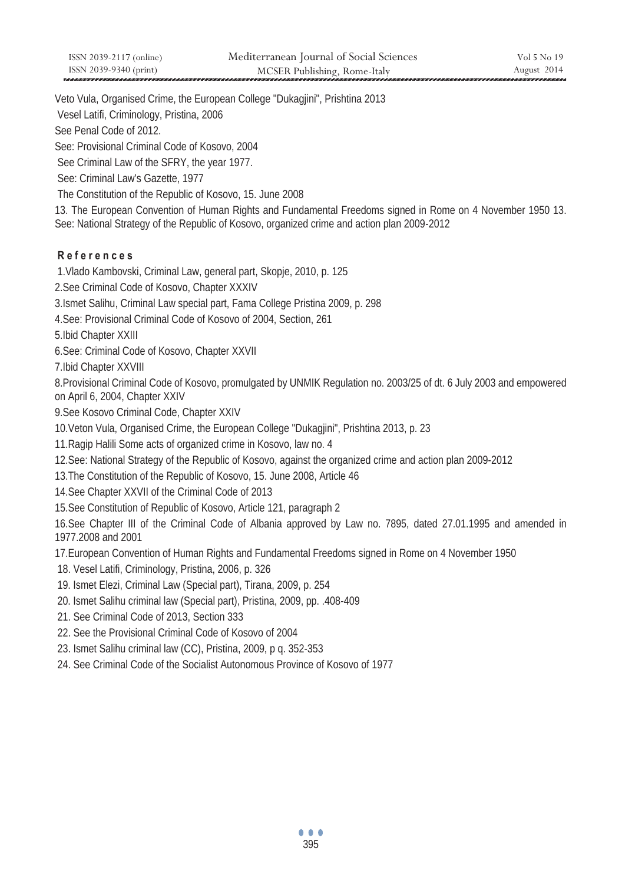Veto Vula, Organised Crime, the European College "Dukagjini", Prishtina 2013

Vesel Latifi, Criminology, Pristina, 2006

See Penal Code of 2012.

See: Provisional Criminal Code of Kosovo, 2004

See Criminal Law of the SFRY, the year 1977.

See: Criminal Law's Gazette, 1977

The Constitution of the Republic of Kosovo, 15. June 2008

13. The European Convention of Human Rights and Fundamental Freedoms signed in Rome on 4 November 1950 13. See: National Strategy of the Republic of Kosovo, organized crime and action plan 2009-2012

## References

1.Vlado Kambovski, Criminal Law, general part, Skopje, 2010, p. 125

2.See Criminal Code of Kosovo, Chapter XXXIV

3.Ismet Salihu, Criminal Law special part, Fama College Pristina 2009, p. 298

4.See: Provisional Criminal Code of Kosovo of 2004, Section, 261

5.Ibid Chapter XXIII

6.See: Criminal Code of Kosovo, Chapter XXVII

7.Ibid Chapter XXVIII

8.Provisional Criminal Code of Kosovo, promulgated by UNMIK Regulation no. 2003/25 of dt. 6 July 2003 and empowered on April 6, 2004, Chapter XXIV

9.See Kosovo Criminal Code, Chapter XXIV

10.Veton Vula, Organised Crime, the European College "Dukagjini", Prishtina 2013, p. 23

11.Ragip Halili Some acts of organized crime in Kosovo, law no. 4

12.See: National Strategy of the Republic of Kosovo, against the organized crime and action plan 2009-2012

13.The Constitution of the Republic of Kosovo, 15. June 2008, Article 46

14.See Chapter XXVII of the Criminal Code of 2013

15.See Constitution of Republic of Kosovo, Article 121, paragraph 2

16.See Chapter III of the Criminal Code of Albania approved by Law no. 7895, dated 27.01.1995 and amended in 1977.2008 and 2001

17.European Convention of Human Rights and Fundamental Freedoms signed in Rome on 4 November 1950

18. Vesel Latifi, Criminology, Pristina, 2006, p. 326

19. Ismet Elezi, Criminal Law (Special part), Tirana, 2009, p. 254

20. Ismet Salihu criminal law (Special part), Pristina, 2009, pp. .408-409

21. See Criminal Code of 2013, Section 333

22. See the Provisional Criminal Code of Kosovo of 2004

23. Ismet Salihu criminal law (CC), Pristina, 2009, p q. 352-353

24. See Criminal Code of the Socialist Autonomous Province of Kosovo of 1977